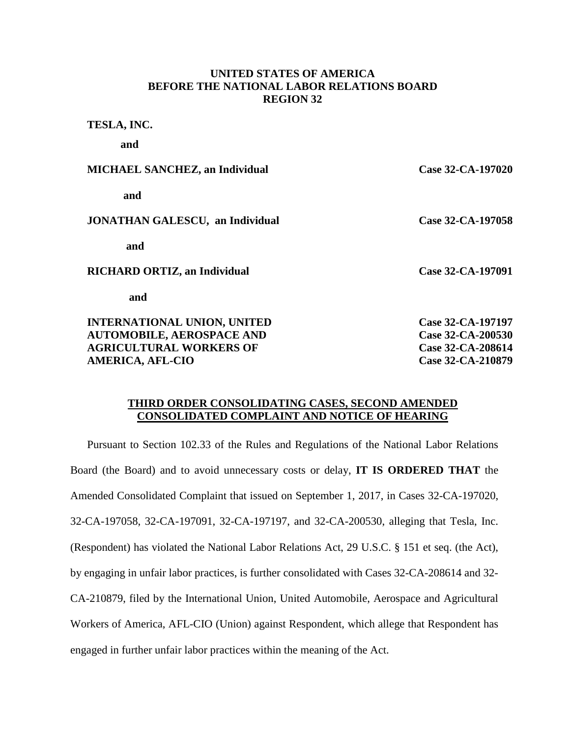**UNITED STATES OF AMERICA**
**BEFORE THE NATIONAL LABOR RELATIONS BOARD**
**REGION 32**

| | |
|---|---|
| **TESLA, INC.** | |
| **and** | |
| **MICHAEL SANCHEZ, an Individual** | **Case 32-CA-197020** |
| **and** | |
| **JONATHAN GALESCU, an Individual** | **Case 32-CA-197058** |
| **and** | |
| **RICHARD ORTIZ, an Individual** | **Case 32-CA-197091** |
| **and** | |
| **INTERNATIONAL UNION, UNITED AUTOMOBILE, AEROSPACE AND AGRICULTURAL WORKERS OF AMERICA, AFL-CIO** | **Case 32-CA-197197**<br>**Case 32-CA-200530**<br>**Case 32-CA-208614**<br>**Case 32-CA-210879** |

**THIRD ORDER CONSOLIDATING CASES, SECOND AMENDED CONSOLIDATED COMPLAINT AND NOTICE OF HEARING**

Pursuant to Section 102.33 of the Rules and Regulations of the National Labor Relations Board (the Board) and to avoid unnecessary costs or delay, **IT IS ORDERED THAT** the Amended Consolidated Complaint that issued on September 1, 2017, in Cases 32-CA-197020, 32-CA-197058, 32-CA-197091, 32-CA-197197, and 32-CA-200530, alleging that Tesla, Inc. (Respondent) has violated the National Labor Relations Act, 29 U.S.C. § 151 et seq. (the Act), by engaging in unfair labor practices, is further consolidated with Cases 32-CA-208614 and 32-CA-210879, filed by the International Union, United Automobile, Aerospace and Agricultural Workers of America, AFL-CIO (Union) against Respondent, which allege that Respondent has engaged in further unfair labor practices within the meaning of the Act.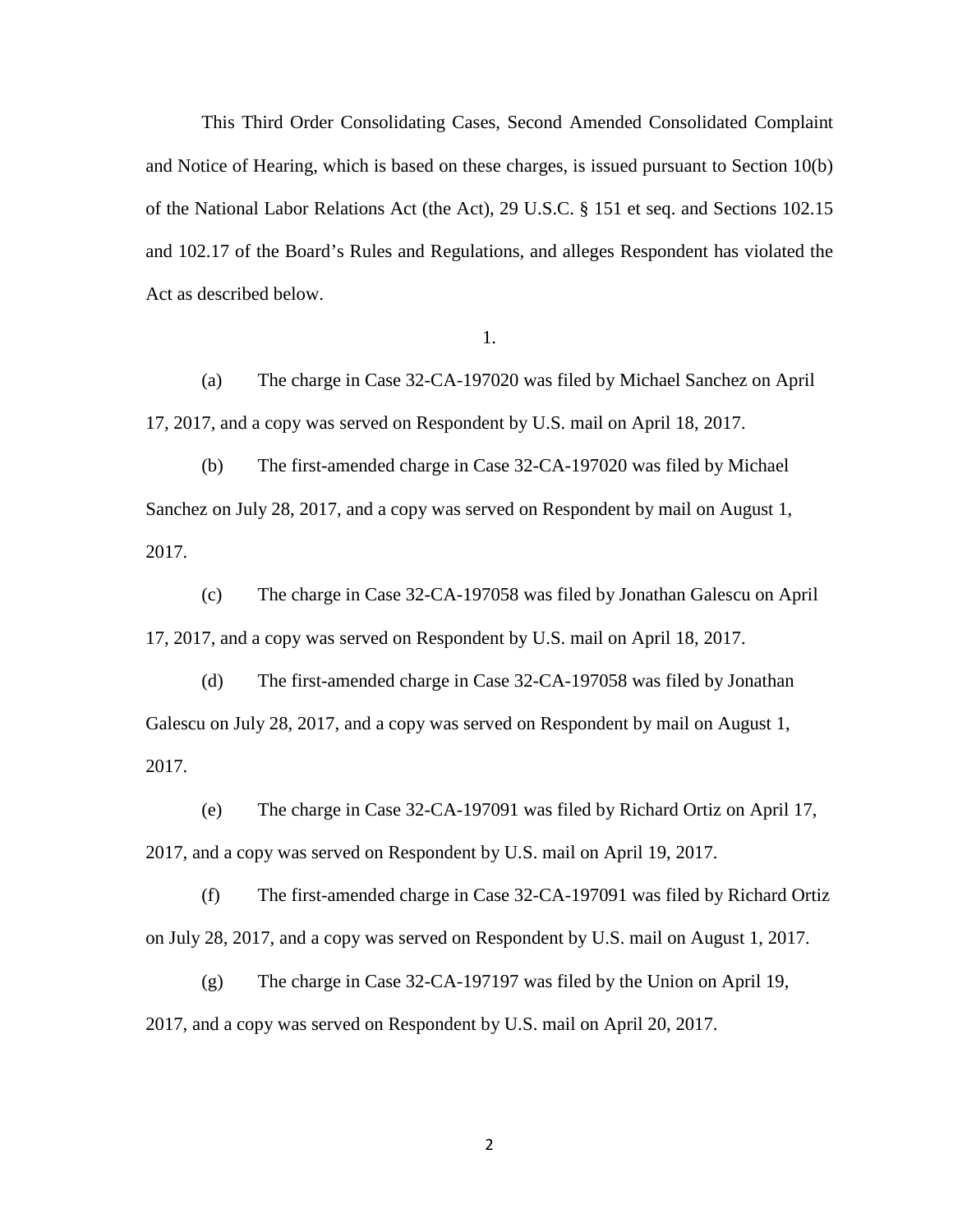This Third Order Consolidating Cases, Second Amended Consolidated Complaint and Notice of Hearing, which is based on these charges, is issued pursuant to Section 10(b) of the National Labor Relations Act (the Act), 29 U.S.C. § 151 et seq. and Sections 102.15 and 102.17 of the Board's Rules and Regulations, and alleges Respondent has violated the Act as described below.

1.

(a) The charge in Case 32-CA-197020 was filed by Michael Sanchez on April 17, 2017, and a copy was served on Respondent by U.S. mail on April 18, 2017.

(b) The first-amended charge in Case 32-CA-197020 was filed by Michael Sanchez on July 28, 2017, and a copy was served on Respondent by mail on August 1, 2017.

(c) The charge in Case 32-CA-197058 was filed by Jonathan Galescu on April 17, 2017, and a copy was served on Respondent by U.S. mail on April 18, 2017.

(d) The first-amended charge in Case 32-CA-197058 was filed by Jonathan Galescu on July 28, 2017, and a copy was served on Respondent by mail on August 1, 2017.

(e) The charge in Case 32-CA-197091 was filed by Richard Ortiz on April 17, 2017, and a copy was served on Respondent by U.S. mail on April 19, 2017.

(f) The first-amended charge in Case 32-CA-197091 was filed by Richard Ortiz on July 28, 2017, and a copy was served on Respondent by U.S. mail on August 1, 2017.

(g) The charge in Case 32-CA-197197 was filed by the Union on April 19, 2017, and a copy was served on Respondent by U.S. mail on April 20, 2017.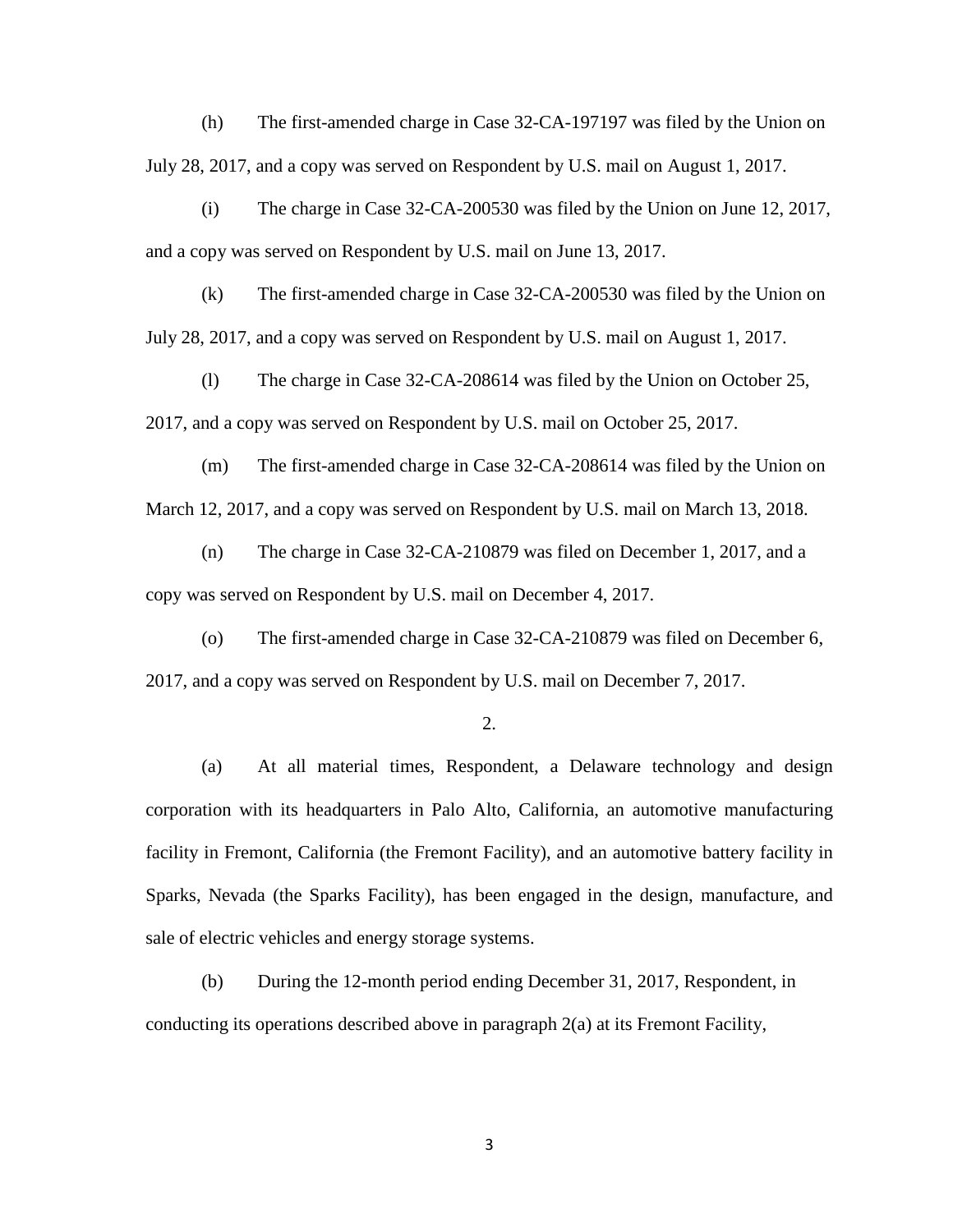(h) The first-amended charge in Case 32-CA-197197 was filed by the Union on July 28, 2017, and a copy was served on Respondent by U.S. mail on August 1, 2017.

(i) The charge in Case 32-CA-200530 was filed by the Union on June 12, 2017, and a copy was served on Respondent by U.S. mail on June 13, 2017.

(k) The first-amended charge in Case 32-CA-200530 was filed by the Union on July 28, 2017, and a copy was served on Respondent by U.S. mail on August 1, 2017.

(l) The charge in Case 32-CA-208614 was filed by the Union on October 25, 2017, and a copy was served on Respondent by U.S. mail on October 25, 2017.

(m) The first-amended charge in Case 32-CA-208614 was filed by the Union on March 12, 2017, and a copy was served on Respondent by U.S. mail on March 13, 2018.

(n) The charge in Case 32-CA-210879 was filed on December 1, 2017, and a copy was served on Respondent by U.S. mail on December 4, 2017.

(o) The first-amended charge in Case 32-CA-210879 was filed on December 6, 2017, and a copy was served on Respondent by U.S. mail on December 7, 2017.

2.

(a) At all material times, Respondent, a Delaware technology and design corporation with its headquarters in Palo Alto, California, an automotive manufacturing facility in Fremont, California (the Fremont Facility), and an automotive battery facility in Sparks, Nevada (the Sparks Facility), has been engaged in the design, manufacture, and sale of electric vehicles and energy storage systems.

(b) During the 12-month period ending December 31, 2017, Respondent, in conducting its operations described above in paragraph 2(a) at its Fremont Facility,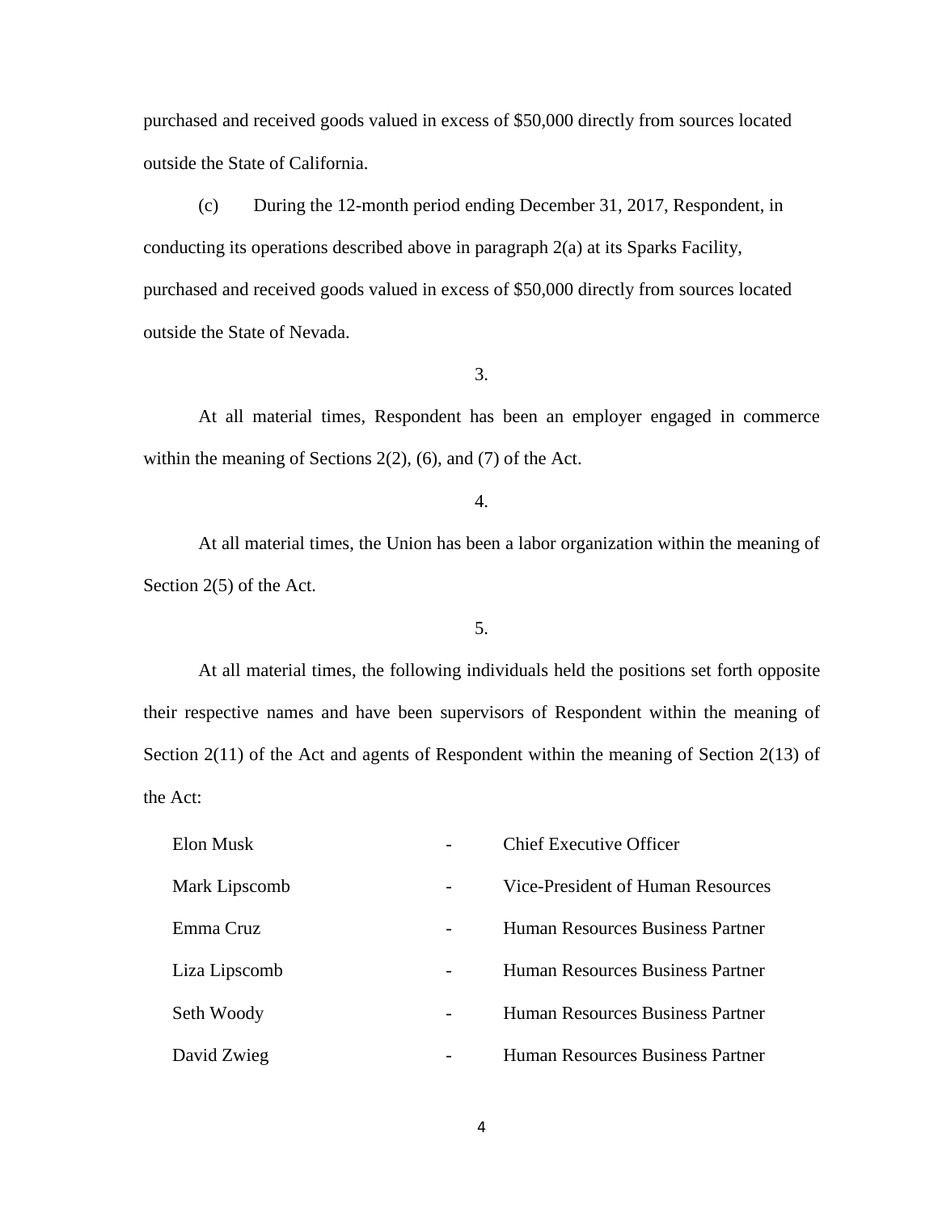purchased and received goods valued in excess of $50,000 directly from sources located outside the State of California.

(c) During the 12-month period ending December 31, 2017, Respondent, in conducting its operations described above in paragraph 2(a) at its Sparks Facility, purchased and received goods valued in excess of $50,000 directly from sources located outside the State of Nevada.

3.

At all material times, Respondent has been an employer engaged in commerce within the meaning of Sections 2(2), (6), and (7) of the Act.

4.

At all material times, the Union has been a labor organization within the meaning of Section 2(5) of the Act.

5.

At all material times, the following individuals held the positions set forth opposite their respective names and have been supervisors of Respondent within the meaning of Section 2(11) of the Act and agents of Respondent within the meaning of Section 2(13) of the Act:

| | | |
|---|---|---|
| Elon Musk | - | Chief Executive Officer |
| Mark Lipscomb | - | Vice-President of Human Resources |
| Emma Cruz | - | Human Resources Business Partner |
| Liza Lipscomb | - | Human Resources Business Partner |
| Seth Woody | - | Human Resources Business Partner |
| David Zwieg | - | Human Resources Business Partner |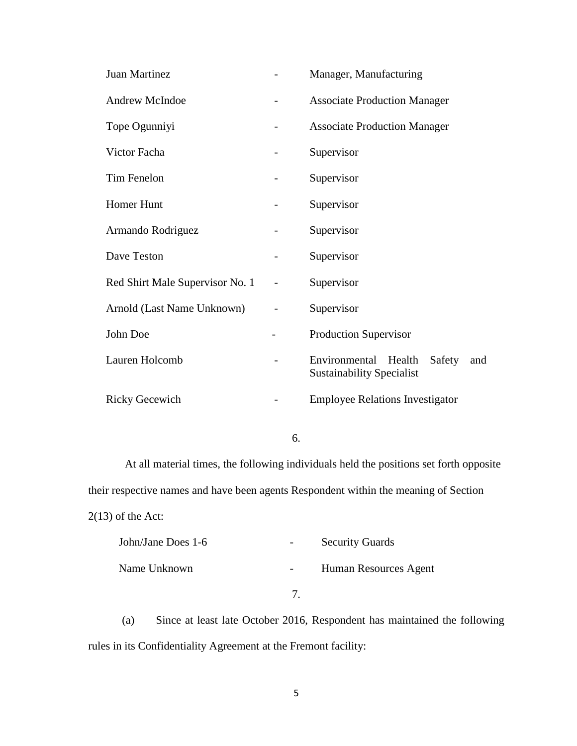| | | |
|---|---|---|
| Juan Martinez | - | Manager, Manufacturing |
| Andrew McIndoe | - | Associate Production Manager |
| Tope Ogunniyi | - | Associate Production Manager |
| Victor Facha | - | Supervisor |
| Tim Fenelon | - | Supervisor |
| Homer Hunt | - | Supervisor |
| Armando Rodriguez | - | Supervisor |
| Dave Teston | - | Supervisor |
| Red Shirt Male Supervisor No. 1 | - | Supervisor |
| Arnold (Last Name Unknown) | - | Supervisor |
| John Doe | - | Production Supervisor |
| Lauren Holcomb | - | Environmental Health Safety and Sustainability Specialist |
| Ricky Gecewich | - | Employee Relations Investigator |

6.

At all material times, the following individuals held the positions set forth opposite their respective names and have been agents Respondent within the meaning of Section 2(13) of the Act:

| | | |
|---|---|---|
| John/Jane Does 1-6 | - | Security Guards |
| Name Unknown | - | Human Resources Agent |

7.

(a) Since at least late October 2016, Respondent has maintained the following rules in its Confidentiality Agreement at the Fremont facility: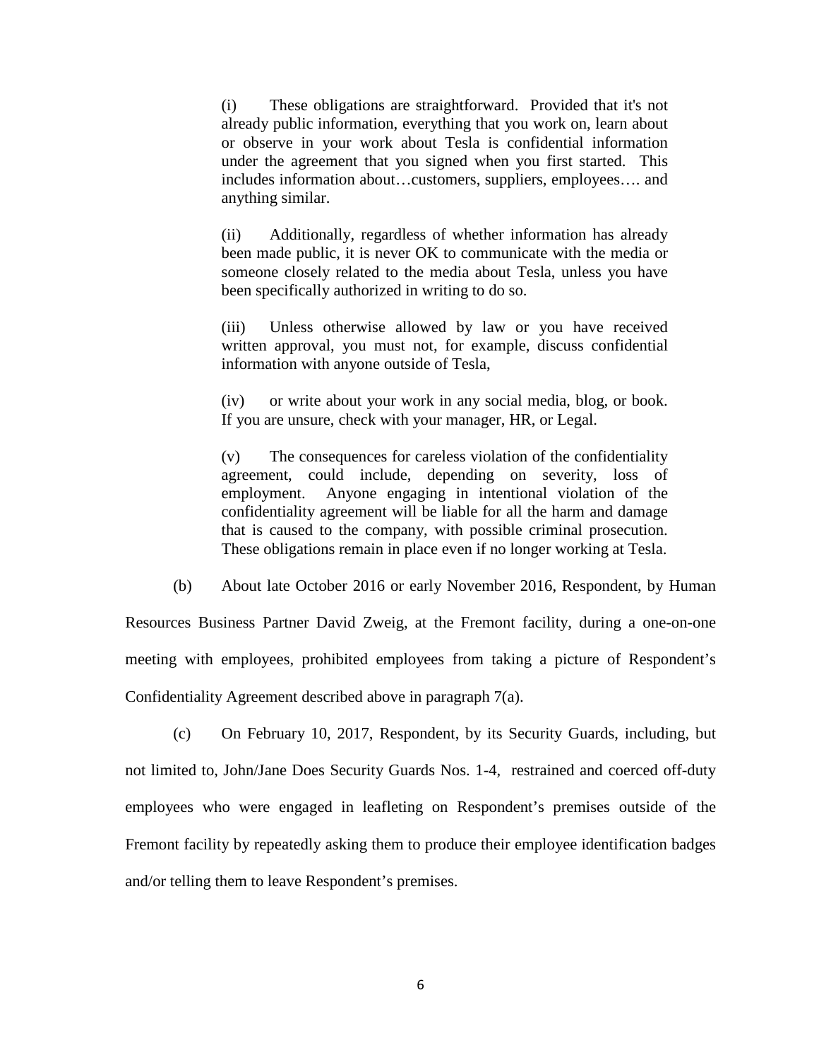> (i) These obligations are straightforward. Provided that it's not already public information, everything that you work on, learn about or observe in your work about Tesla is confidential information under the agreement that you signed when you first started. This includes information about…customers, suppliers, employees…. and anything similar.
>
> (ii) Additionally, regardless of whether information has already been made public, it is never OK to communicate with the media or someone closely related to the media about Tesla, unless you have been specifically authorized in writing to do so.
>
> (iii) Unless otherwise allowed by law or you have received written approval, you must not, for example, discuss confidential information with anyone outside of Tesla,
>
> (iv) or write about your work in any social media, blog, or book. If you are unsure, check with your manager, HR, or Legal.
>
> (v) The consequences for careless violation of the confidentiality agreement, could include, depending on severity, loss of employment. Anyone engaging in intentional violation of the confidentiality agreement will be liable for all the harm and damage that is caused to the company, with possible criminal prosecution. These obligations remain in place even if no longer working at Tesla.

(b) About late October 2016 or early November 2016, Respondent, by Human Resources Business Partner David Zweig, at the Fremont facility, during a one-on-one meeting with employees, prohibited employees from taking a picture of Respondent's Confidentiality Agreement described above in paragraph 7(a).

(c) On February 10, 2017, Respondent, by its Security Guards, including, but not limited to, John/Jane Does Security Guards Nos. 1-4, restrained and coerced off-duty employees who were engaged in leafleting on Respondent's premises outside of the Fremont facility by repeatedly asking them to produce their employee identification badges and/or telling them to leave Respondent's premises.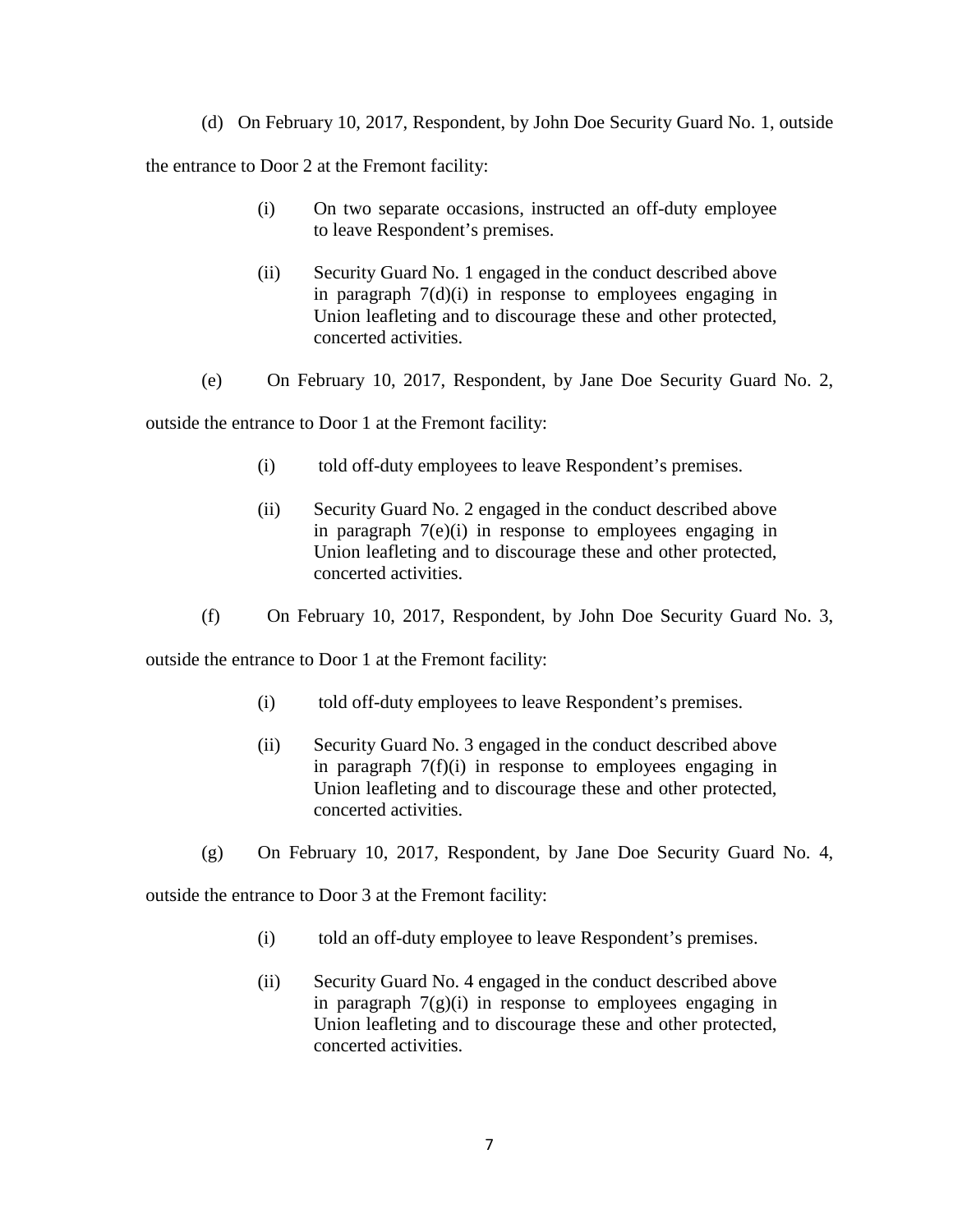(d) On February 10, 2017, Respondent, by John Doe Security Guard No. 1, outside the entrance to Door 2 at the Fremont facility:

> (i) On two separate occasions, instructed an off-duty employee to leave Respondent's premises.
>
> (ii) Security Guard No. 1 engaged in the conduct described above in paragraph 7(d)(i) in response to employees engaging in Union leafleting and to discourage these and other protected, concerted activities.

(e) On February 10, 2017, Respondent, by Jane Doe Security Guard No. 2, outside the entrance to Door 1 at the Fremont facility:

> (i) told off-duty employees to leave Respondent's premises.
>
> (ii) Security Guard No. 2 engaged in the conduct described above in paragraph 7(e)(i) in response to employees engaging in Union leafleting and to discourage these and other protected, concerted activities.

(f) On February 10, 2017, Respondent, by John Doe Security Guard No. 3, outside the entrance to Door 1 at the Fremont facility:

> (i) told off-duty employees to leave Respondent's premises.
>
> (ii) Security Guard No. 3 engaged in the conduct described above in paragraph 7(f)(i) in response to employees engaging in Union leafleting and to discourage these and other protected, concerted activities.

(g) On February 10, 2017, Respondent, by Jane Doe Security Guard No. 4, outside the entrance to Door 3 at the Fremont facility:

> (i) told an off-duty employee to leave Respondent's premises.
>
> (ii) Security Guard No. 4 engaged in the conduct described above in paragraph 7(g)(i) in response to employees engaging in Union leafleting and to discourage these and other protected, concerted activities.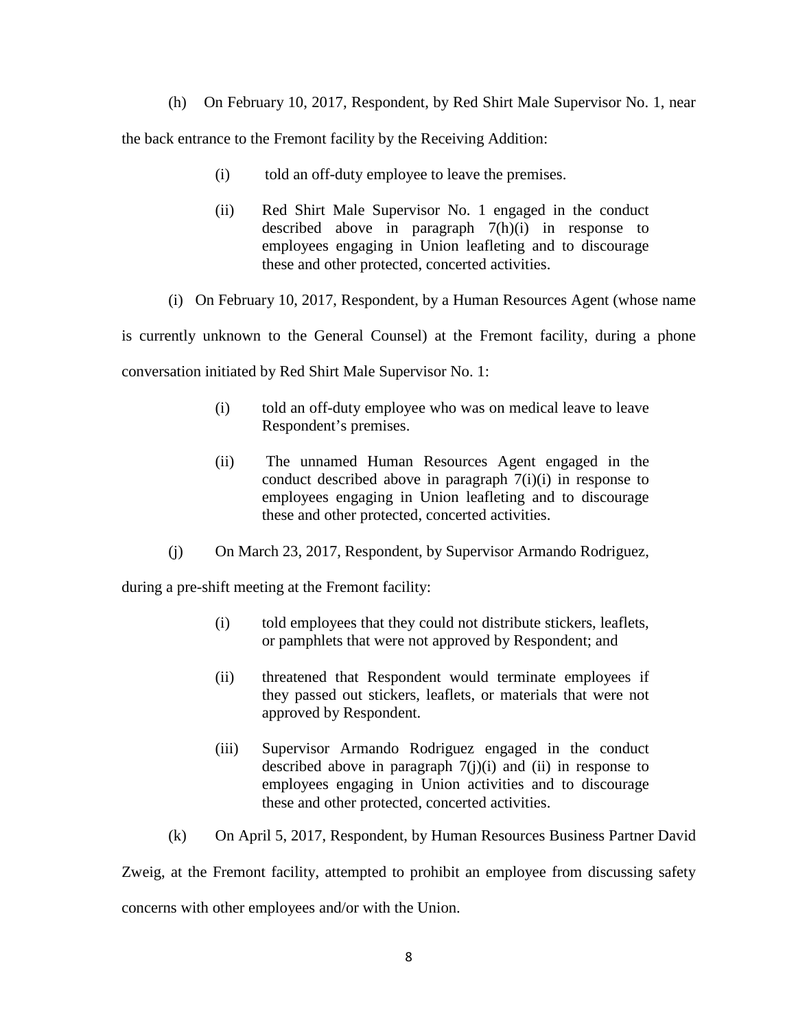(h) On February 10, 2017, Respondent, by Red Shirt Male Supervisor No. 1, near the back entrance to the Fremont facility by the Receiving Addition:

> (i) told an off-duty employee to leave the premises.
>
> (ii) Red Shirt Male Supervisor No. 1 engaged in the conduct described above in paragraph 7(h)(i) in response to employees engaging in Union leafleting and to discourage these and other protected, concerted activities.

(i) On February 10, 2017, Respondent, by a Human Resources Agent (whose name is currently unknown to the General Counsel) at the Fremont facility, during a phone conversation initiated by Red Shirt Male Supervisor No. 1:

> (i) told an off-duty employee who was on medical leave to leave Respondent's premises.
>
> (ii) The unnamed Human Resources Agent engaged in the conduct described above in paragraph 7(i)(i) in response to employees engaging in Union leafleting and to discourage these and other protected, concerted activities.

(j) On March 23, 2017, Respondent, by Supervisor Armando Rodriguez, during a pre-shift meeting at the Fremont facility:

> (i) told employees that they could not distribute stickers, leaflets, or pamphlets that were not approved by Respondent; and
>
> (ii) threatened that Respondent would terminate employees if they passed out stickers, leaflets, or materials that were not approved by Respondent.
>
> (iii) Supervisor Armando Rodriguez engaged in the conduct described above in paragraph 7(j)(i) and (ii) in response to employees engaging in Union activities and to discourage these and other protected, concerted activities.

(k) On April 5, 2017, Respondent, by Human Resources Business Partner David Zweig, at the Fremont facility, attempted to prohibit an employee from discussing safety concerns with other employees and/or with the Union.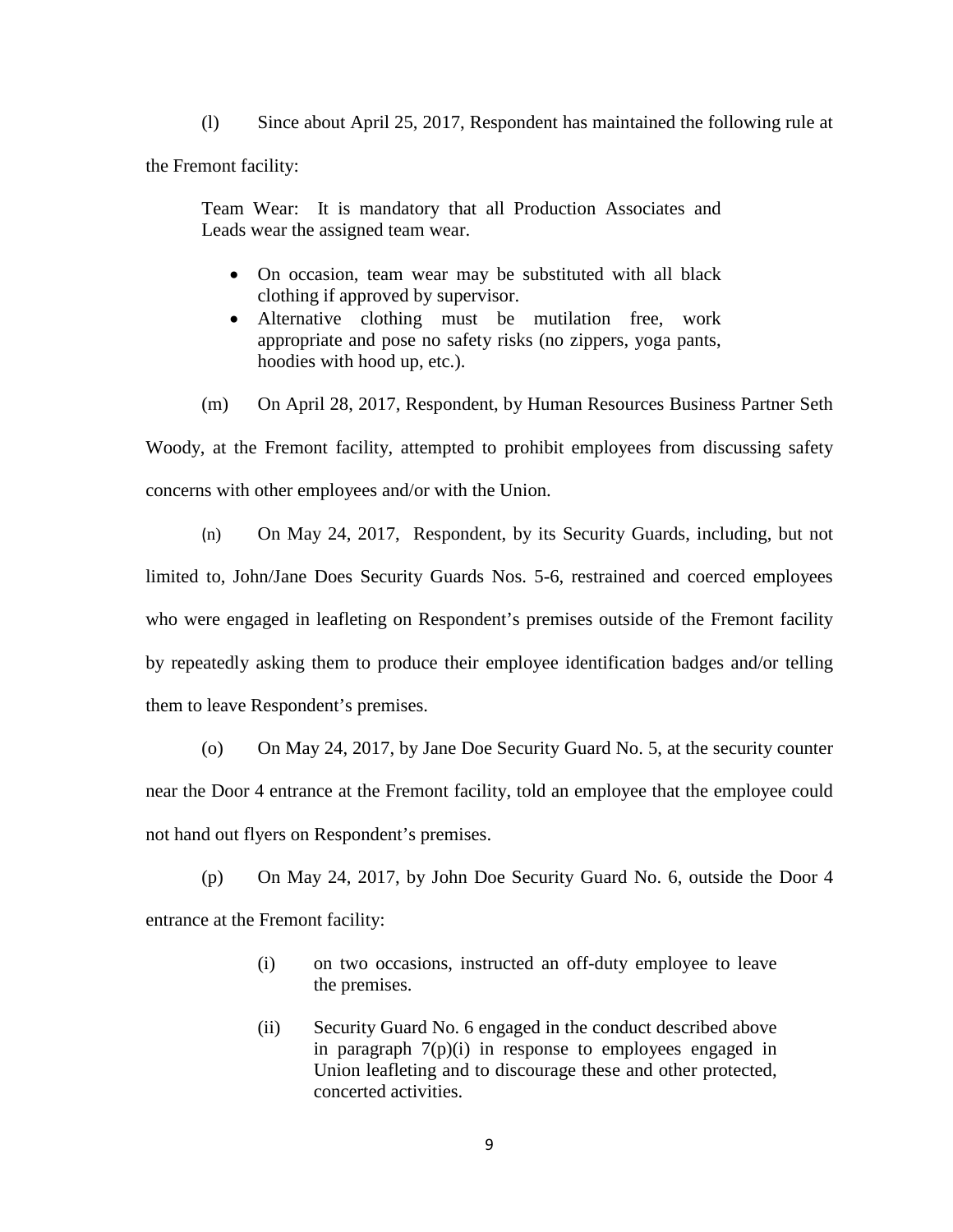(l) Since about April 25, 2017, Respondent has maintained the following rule at the Fremont facility:

> Team Wear: It is mandatory that all Production Associates and Leads wear the assigned team wear.
>
> - On occasion, team wear may be substituted with all black clothing if approved by supervisor.
> - Alternative clothing must be mutilation free, work appropriate and pose no safety risks (no zippers, yoga pants, hoodies with hood up, etc.).

(m) On April 28, 2017, Respondent, by Human Resources Business Partner Seth Woody, at the Fremont facility, attempted to prohibit employees from discussing safety concerns with other employees and/or with the Union.

(n) On May 24, 2017, Respondent, by its Security Guards, including, but not limited to, John/Jane Does Security Guards Nos. 5-6, restrained and coerced employees who were engaged in leafleting on Respondent's premises outside of the Fremont facility by repeatedly asking them to produce their employee identification badges and/or telling them to leave Respondent's premises.

(o) On May 24, 2017, by Jane Doe Security Guard No. 5, at the security counter near the Door 4 entrance at the Fremont facility, told an employee that the employee could not hand out flyers on Respondent's premises.

(p) On May 24, 2017, by John Doe Security Guard No. 6, outside the Door 4 entrance at the Fremont facility:

> (i) on two occasions, instructed an off-duty employee to leave the premises.
>
> (ii) Security Guard No. 6 engaged in the conduct described above in paragraph 7(p)(i) in response to employees engaged in Union leafleting and to discourage these and other protected, concerted activities.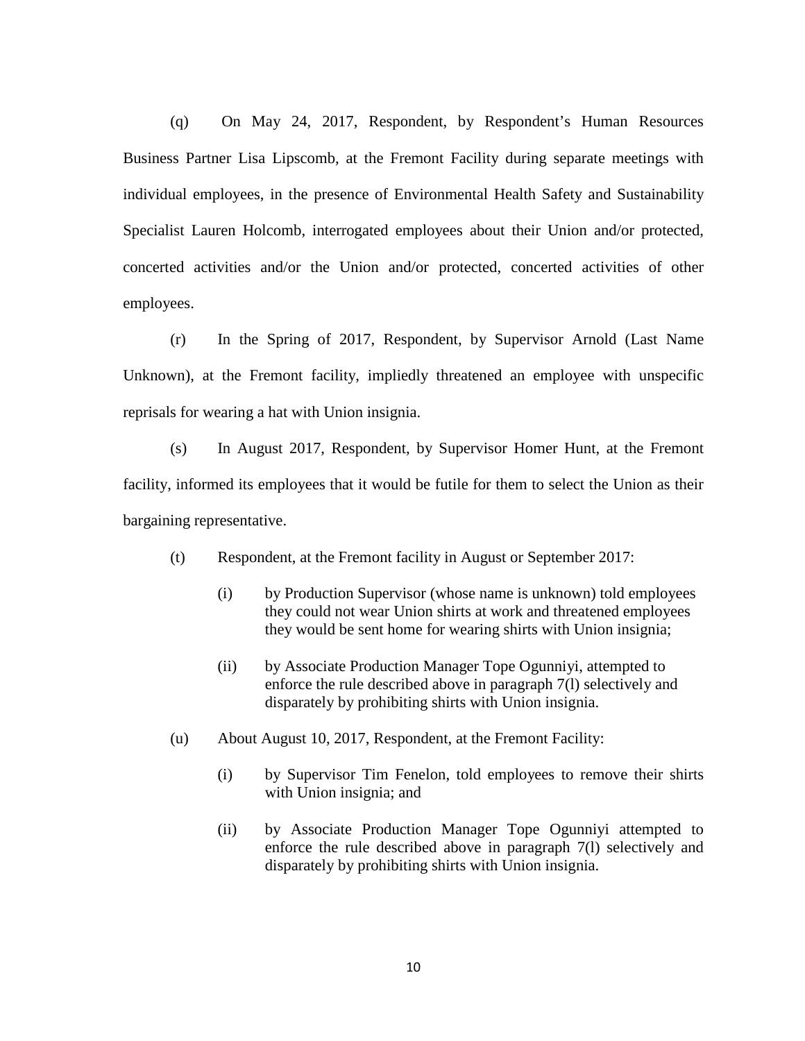(q) On May 24, 2017, Respondent, by Respondent's Human Resources Business Partner Lisa Lipscomb, at the Fremont Facility during separate meetings with individual employees, in the presence of Environmental Health Safety and Sustainability Specialist Lauren Holcomb, interrogated employees about their Union and/or protected, concerted activities and/or the Union and/or protected, concerted activities of other employees.

(r) In the Spring of 2017, Respondent, by Supervisor Arnold (Last Name Unknown), at the Fremont facility, impliedly threatened an employee with unspecific reprisals for wearing a hat with Union insignia.

(s) In August 2017, Respondent, by Supervisor Homer Hunt, at the Fremont facility, informed its employees that it would be futile for them to select the Union as their bargaining representative.

(t) Respondent, at the Fremont facility in August or September 2017:

> (i) by Production Supervisor (whose name is unknown) told employees they could not wear Union shirts at work and threatened employees they would be sent home for wearing shirts with Union insignia;
>
> (ii) by Associate Production Manager Tope Ogunniyi, attempted to enforce the rule described above in paragraph 7(l) selectively and disparately by prohibiting shirts with Union insignia.

(u) About August 10, 2017, Respondent, at the Fremont Facility:

> (i) by Supervisor Tim Fenelon, told employees to remove their shirts with Union insignia; and
>
> (ii) by Associate Production Manager Tope Ogunniyi attempted to enforce the rule described above in paragraph 7(l) selectively and disparately by prohibiting shirts with Union insignia.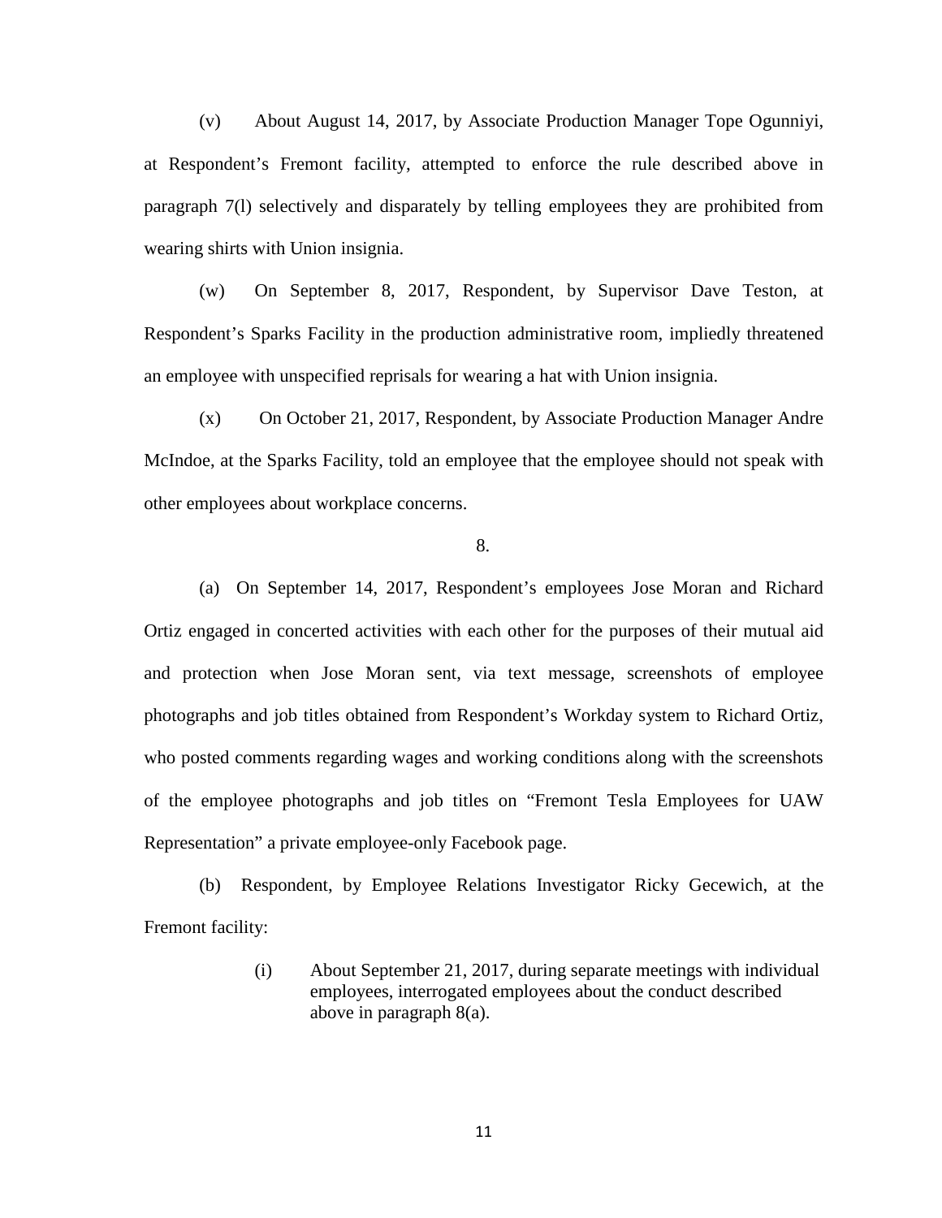(v) About August 14, 2017, by Associate Production Manager Tope Ogunniyi, at Respondent's Fremont facility, attempted to enforce the rule described above in paragraph 7(l) selectively and disparately by telling employees they are prohibited from wearing shirts with Union insignia.

(w) On September 8, 2017, Respondent, by Supervisor Dave Teston, at Respondent's Sparks Facility in the production administrative room, impliedly threatened an employee with unspecified reprisals for wearing a hat with Union insignia.

(x) On October 21, 2017, Respondent, by Associate Production Manager Andre McIndoe, at the Sparks Facility, told an employee that the employee should not speak with other employees about workplace concerns.

8.

(a) On September 14, 2017, Respondent's employees Jose Moran and Richard Ortiz engaged in concerted activities with each other for the purposes of their mutual aid and protection when Jose Moran sent, via text message, screenshots of employee photographs and job titles obtained from Respondent's Workday system to Richard Ortiz, who posted comments regarding wages and working conditions along with the screenshots of the employee photographs and job titles on "Fremont Tesla Employees for UAW Representation" a private employee-only Facebook page.

(b) Respondent, by Employee Relations Investigator Ricky Gecewich, at the Fremont facility:

> (i) About September 21, 2017, during separate meetings with individual employees, interrogated employees about the conduct described above in paragraph 8(a).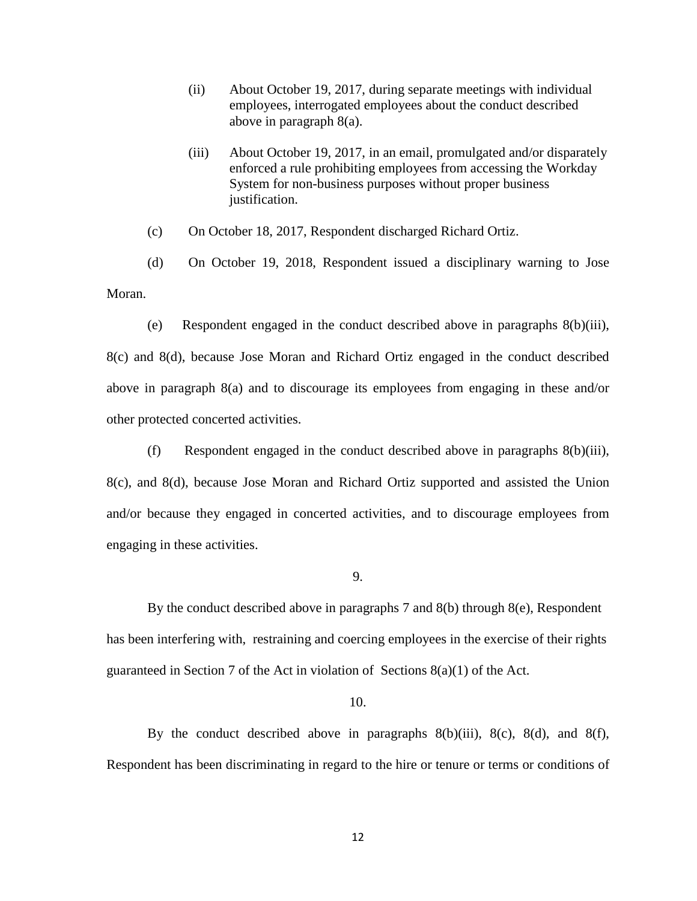(ii) About October 19, 2017, during separate meetings with individual employees, interrogated employees about the conduct described above in paragraph 8(a).

(iii) About October 19, 2017, in an email, promulgated and/or disparately enforced a rule prohibiting employees from accessing the Workday System for non-business purposes without proper business justification.

(c) On October 18, 2017, Respondent discharged Richard Ortiz.

(d) On October 19, 2018, Respondent issued a disciplinary warning to Jose Moran.

(e) Respondent engaged in the conduct described above in paragraphs 8(b)(iii), 8(c) and 8(d), because Jose Moran and Richard Ortiz engaged in the conduct described above in paragraph 8(a) and to discourage its employees from engaging in these and/or other protected concerted activities.

(f) Respondent engaged in the conduct described above in paragraphs 8(b)(iii), 8(c), and 8(d), because Jose Moran and Richard Ortiz supported and assisted the Union and/or because they engaged in concerted activities, and to discourage employees from engaging in these activities.

9.

By the conduct described above in paragraphs 7 and 8(b) through 8(e), Respondent has been interfering with, restraining and coercing employees in the exercise of their rights guaranteed in Section 7 of the Act in violation of Sections 8(a)(1) of the Act.

10.

By the conduct described above in paragraphs 8(b)(iii), 8(c), 8(d), and 8(f), Respondent has been discriminating in regard to the hire or tenure or terms or conditions of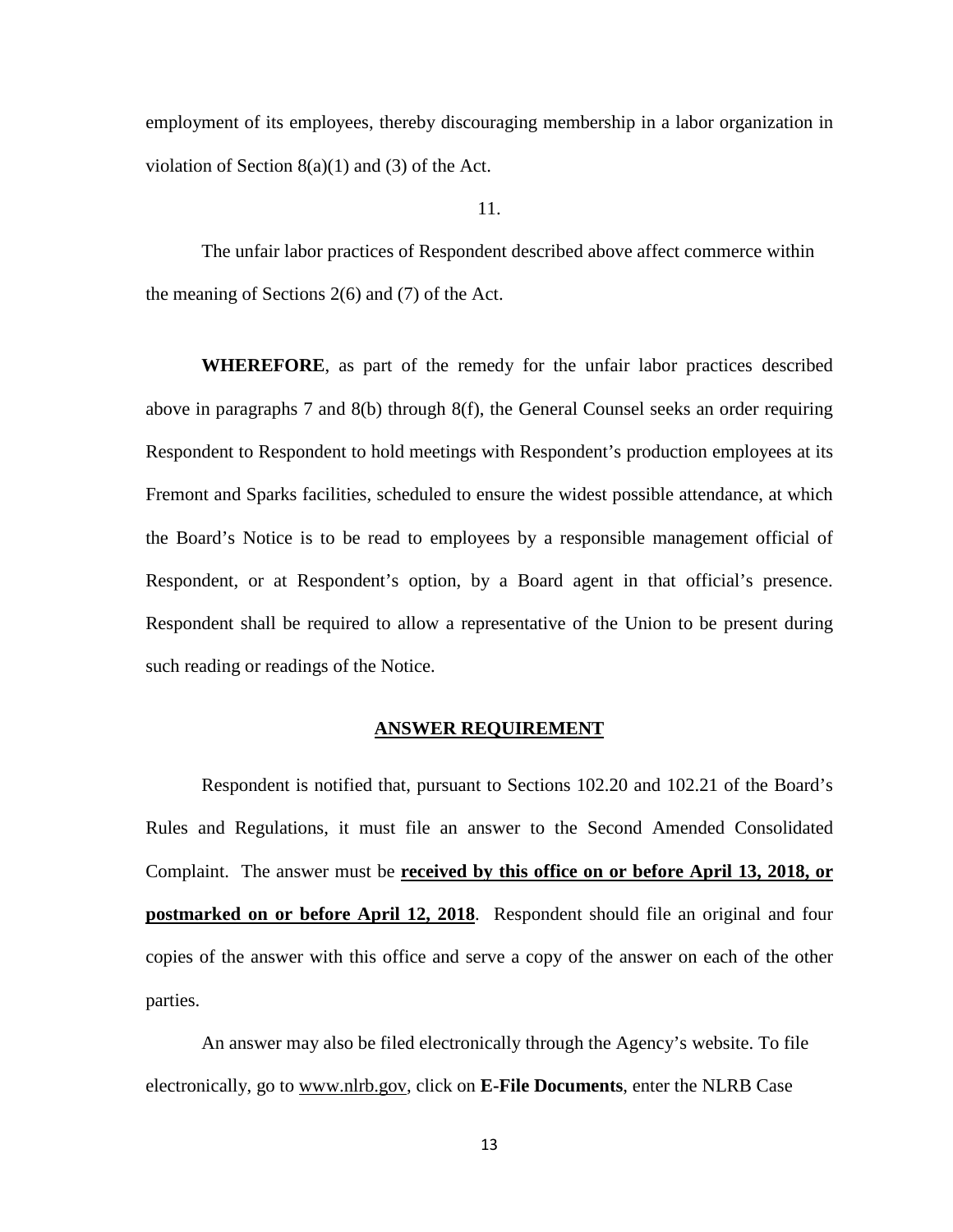employment of its employees, thereby discouraging membership in a labor organization in violation of Section 8(a)(1) and (3) of the Act.

11.

The unfair labor practices of Respondent described above affect commerce within the meaning of Sections 2(6) and (7) of the Act.

**WHEREFORE**, as part of the remedy for the unfair labor practices described above in paragraphs 7 and 8(b) through 8(f), the General Counsel seeks an order requiring Respondent to Respondent to hold meetings with Respondent's production employees at its Fremont and Sparks facilities, scheduled to ensure the widest possible attendance, at which the Board's Notice is to be read to employees by a responsible management official of Respondent, or at Respondent's option, by a Board agent in that official's presence. Respondent shall be required to allow a representative of the Union to be present during such reading or readings of the Notice.

## ANSWER REQUIREMENT

Respondent is notified that, pursuant to Sections 102.20 and 102.21 of the Board's Rules and Regulations, it must file an answer to the Second Amended Consolidated Complaint. The answer must be **received by this office on or before April 13, 2018, or postmarked on or before April 12, 2018**. Respondent should file an original and four copies of the answer with this office and serve a copy of the answer on each of the other parties.

An answer may also be filed electronically through the Agency's website. To file electronically, go to www.nlrb.gov, click on **E-File Documents**, enter the NLRB Case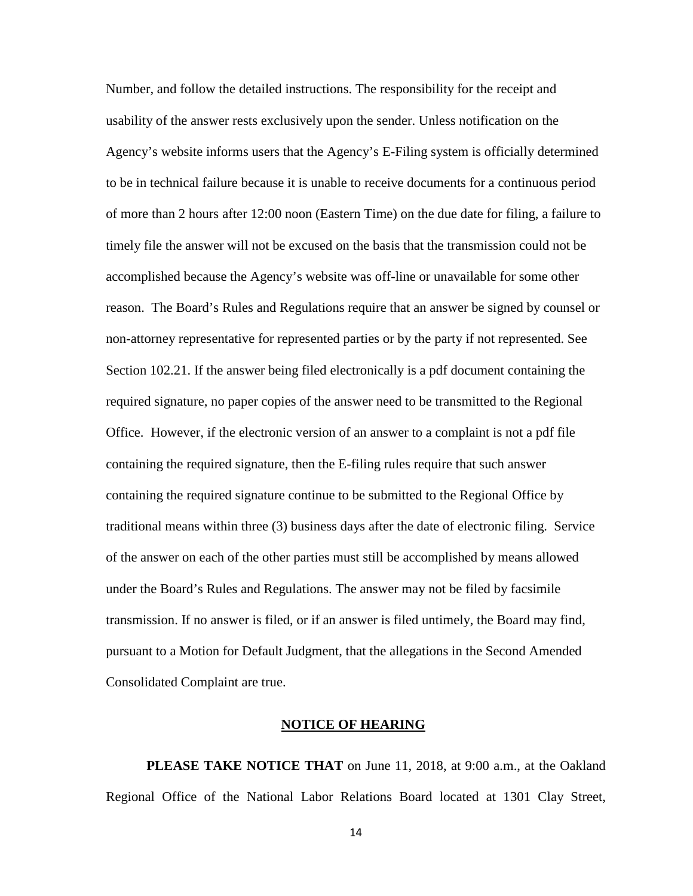Number, and follow the detailed instructions. The responsibility for the receipt and usability of the answer rests exclusively upon the sender. Unless notification on the Agency's website informs users that the Agency's E-Filing system is officially determined to be in technical failure because it is unable to receive documents for a continuous period of more than 2 hours after 12:00 noon (Eastern Time) on the due date for filing, a failure to timely file the answer will not be excused on the basis that the transmission could not be accomplished because the Agency's website was off-line or unavailable for some other reason. The Board's Rules and Regulations require that an answer be signed by counsel or non-attorney representative for represented parties or by the party if not represented. See Section 102.21. If the answer being filed electronically is a pdf document containing the required signature, no paper copies of the answer need to be transmitted to the Regional Office. However, if the electronic version of an answer to a complaint is not a pdf file containing the required signature, then the E-filing rules require that such answer containing the required signature continue to be submitted to the Regional Office by traditional means within three (3) business days after the date of electronic filing. Service of the answer on each of the other parties must still be accomplished by means allowed under the Board's Rules and Regulations. The answer may not be filed by facsimile transmission. If no answer is filed, or if an answer is filed untimely, the Board may find, pursuant to a Motion for Default Judgment, that the allegations in the Second Amended Consolidated Complaint are true.

## NOTICE OF HEARING

**PLEASE TAKE NOTICE THAT** on June 11, 2018, at 9:00 a.m., at the Oakland Regional Office of the National Labor Relations Board located at 1301 Clay Street,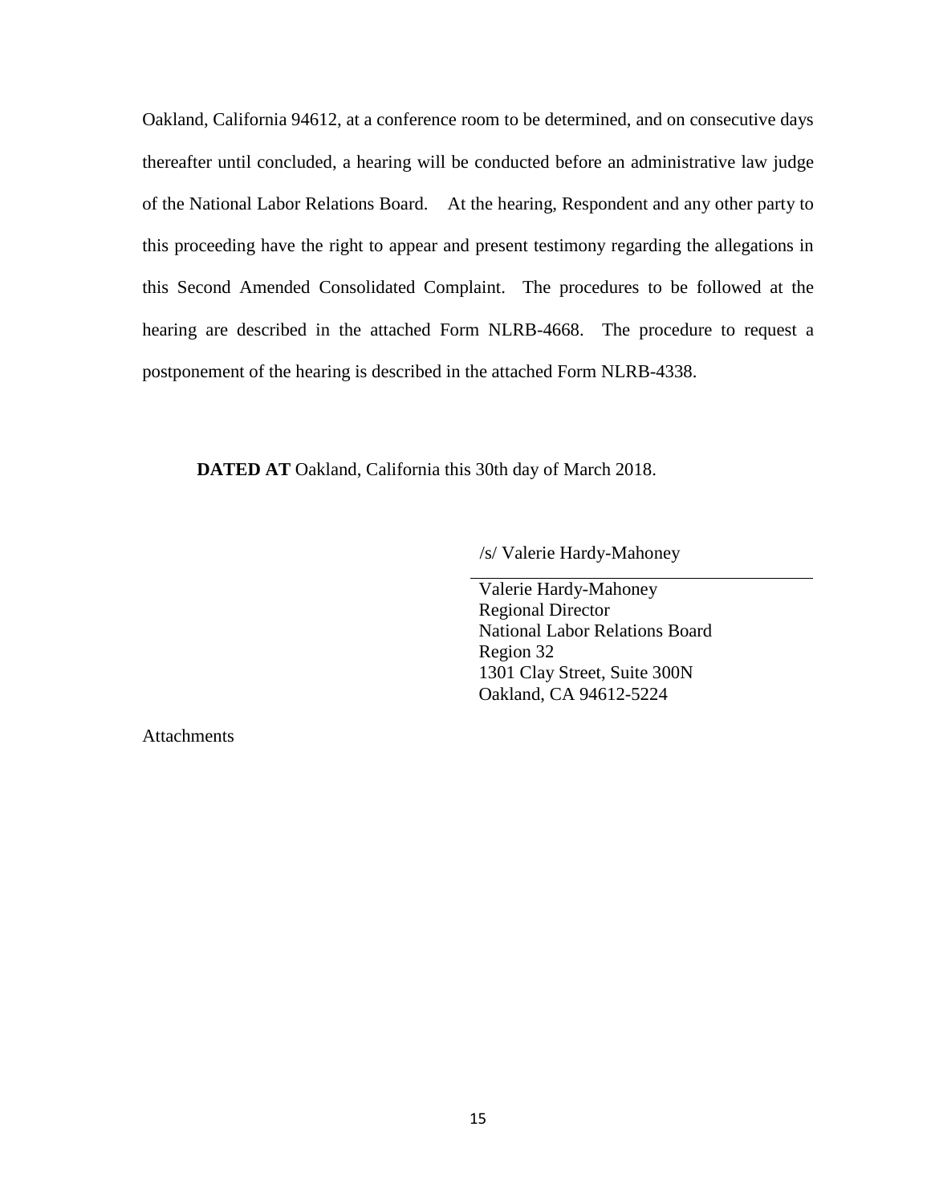Oakland, California 94612, at a conference room to be determined, and on consecutive days thereafter until concluded, a hearing will be conducted before an administrative law judge of the National Labor Relations Board. At the hearing, Respondent and any other party to this proceeding have the right to appear and present testimony regarding the allegations in this Second Amended Consolidated Complaint. The procedures to be followed at the hearing are described in the attached Form NLRB-4668. The procedure to request a postponement of the hearing is described in the attached Form NLRB-4338.

**DATED AT** Oakland, California this 30th day of March 2018.

/s/ Valerie Hardy-Mahoney

Valerie Hardy-Mahoney
Regional Director
National Labor Relations Board
Region 32
1301 Clay Street, Suite 300N
Oakland, CA 94612-5224

Attachments